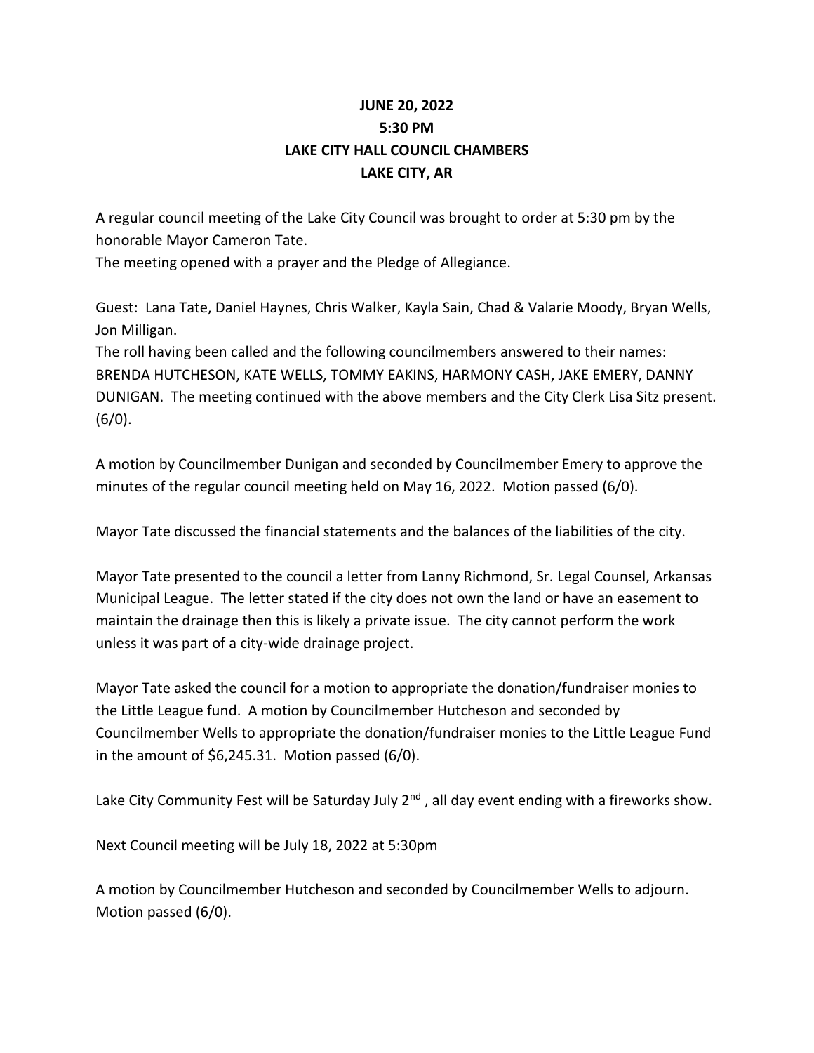**JUNE 20, 2022**
**5:30 PM**
**LAKE CITY HALL COUNCIL CHAMBERS**
**LAKE CITY, AR**

A regular council meeting of the Lake City Council was brought to order at 5:30 pm by the honorable Mayor Cameron Tate.
The meeting opened with a prayer and the Pledge of Allegiance.

Guest: Lana Tate, Daniel Haynes, Chris Walker, Kayla Sain, Chad & Valarie Moody, Bryan Wells, Jon Milligan.
The roll having been called and the following councilmembers answered to their names: BRENDA HUTCHESON, KATE WELLS, TOMMY EAKINS, HARMONY CASH, JAKE EMERY, DANNY DUNIGAN. The meeting continued with the above members and the City Clerk Lisa Sitz present. (6/0).

A motion by Councilmember Dunigan and seconded by Councilmember Emery to approve the minutes of the regular council meeting held on May 16, 2022. Motion passed (6/0).

Mayor Tate discussed the financial statements and the balances of the liabilities of the city.

Mayor Tate presented to the council a letter from Lanny Richmond, Sr. Legal Counsel, Arkansas Municipal League. The letter stated if the city does not own the land or have an easement to maintain the drainage then this is likely a private issue. The city cannot perform the work unless it was part of a city-wide drainage project.

Mayor Tate asked the council for a motion to appropriate the donation/fundraiser monies to the Little League fund. A motion by Councilmember Hutcheson and seconded by Councilmember Wells to appropriate the donation/fundraiser monies to the Little League Fund in the amount of $6,245.31. Motion passed (6/0).

Lake City Community Fest will be Saturday July 2nd, all day event ending with a fireworks show.

Next Council meeting will be July 18, 2022 at 5:30pm

A motion by Councilmember Hutcheson and seconded by Councilmember Wells to adjourn. Motion passed (6/0).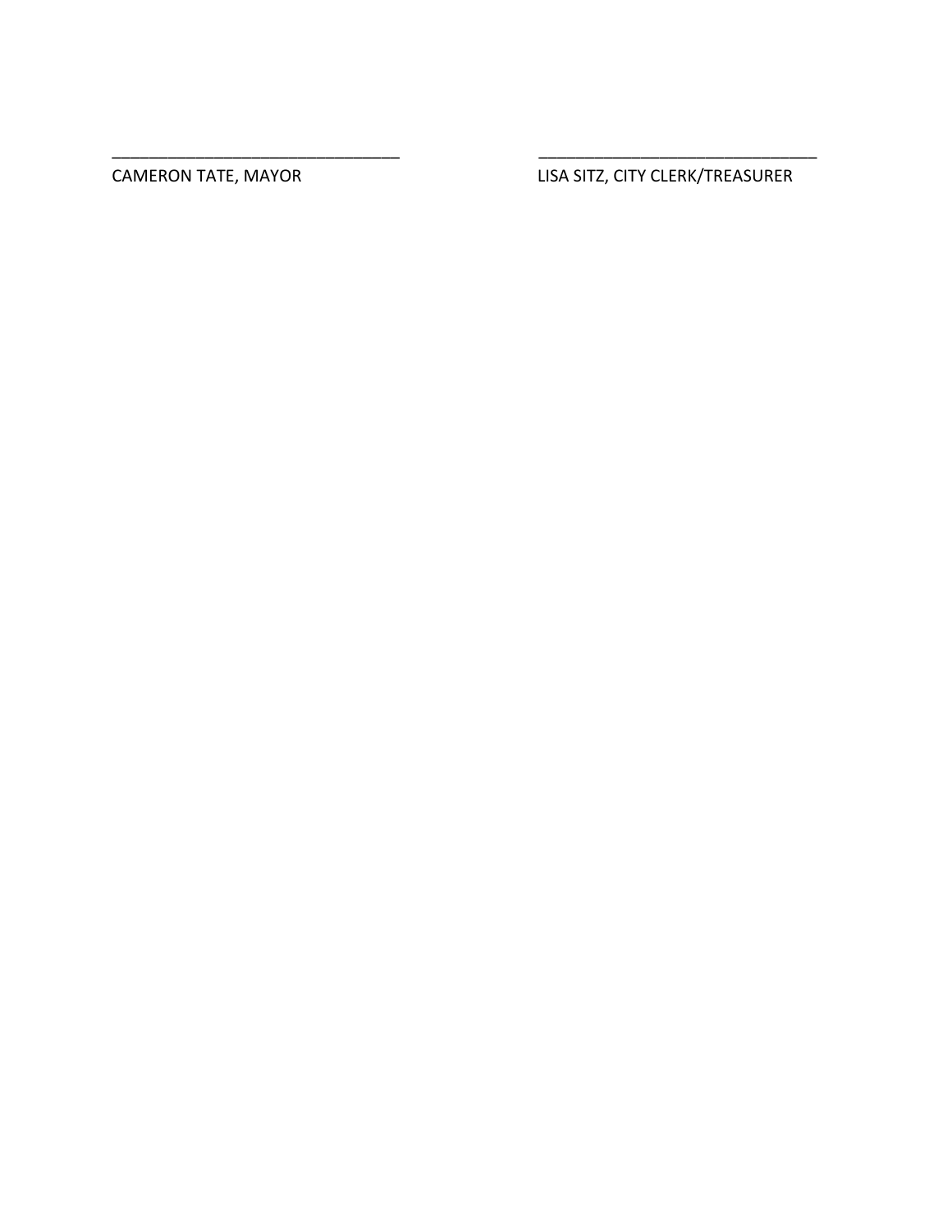\_\_\_\_\_\_\_\_\_\_\_\_\_\_\_\_\_\_\_\_\_\_\_\_\_\_\_\_\_\_\_\_ CAMERON TATE, MAYOR

\_\_\_\_\_\_\_\_\_\_\_\_\_\_\_\_\_\_\_\_\_\_\_\_\_\_\_\_\_\_\_\_ LISA SITZ, CITY CLERK/TREASURER